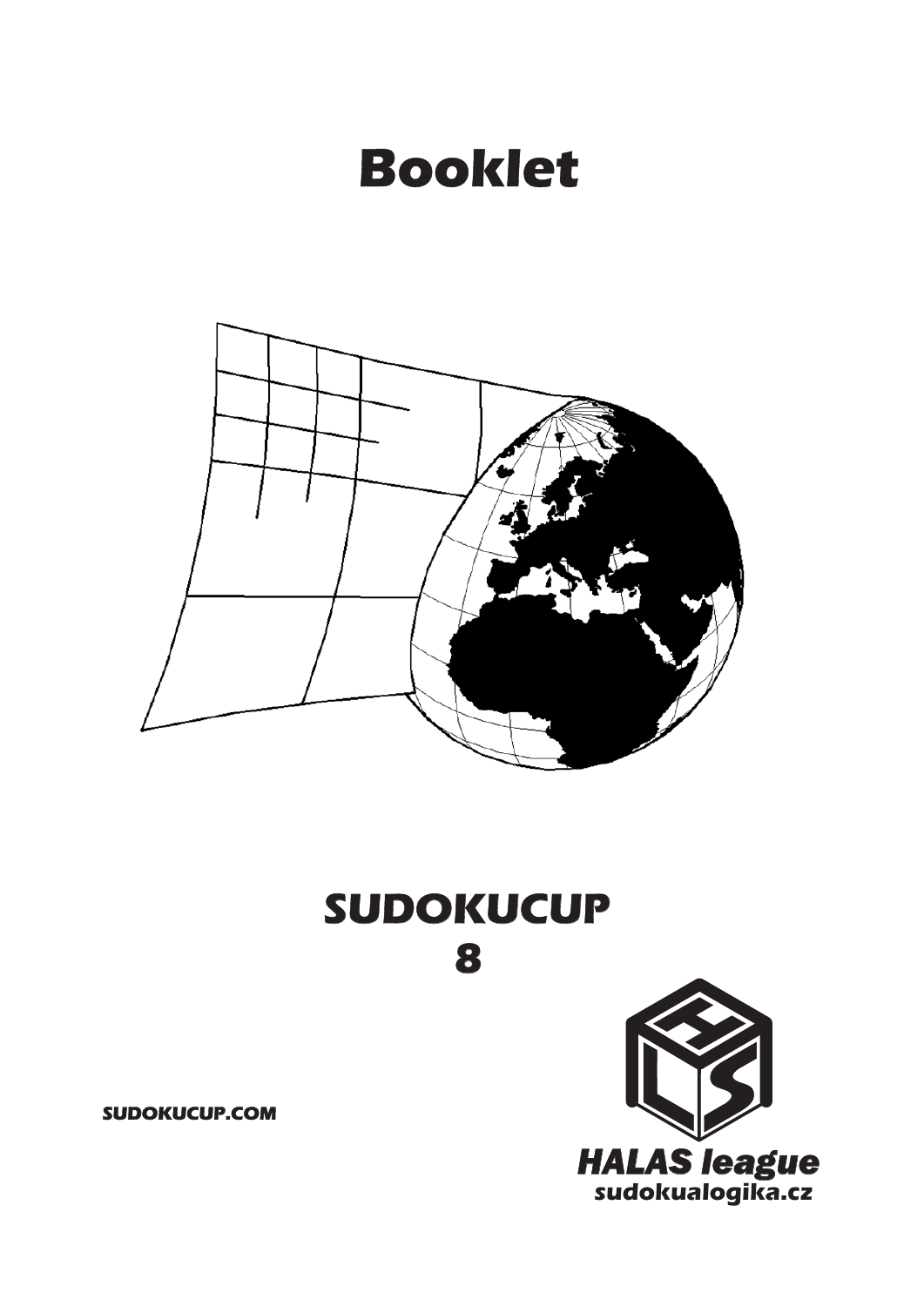# Booklet

# SUDOKUCUP 8

SUDOKUCUP.COM

**HALAS league**

sudokualogika.cz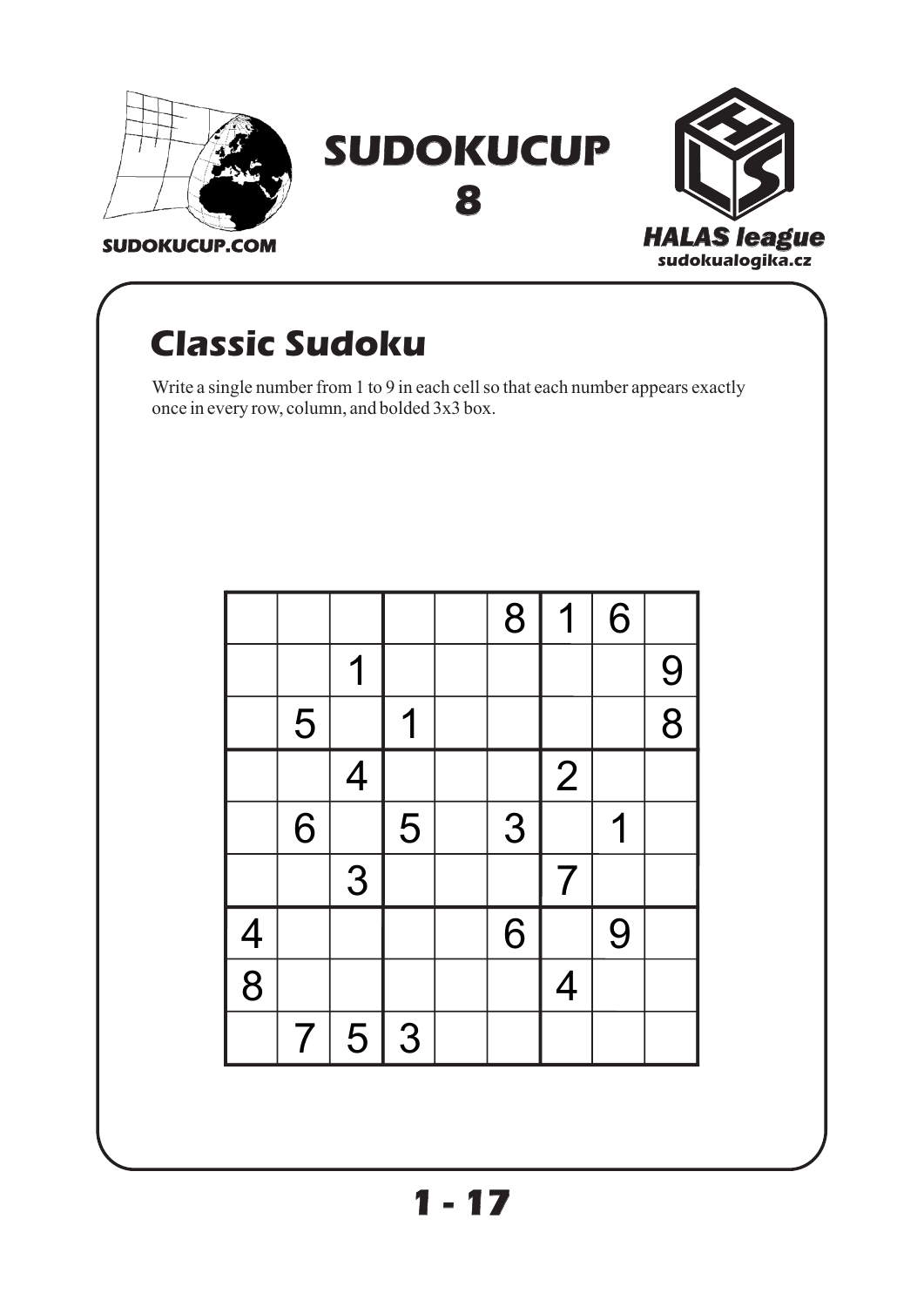SUDOKUCUP 8

SUDOKUCUP.COM

HALAS league
sudokualogika.cz

## Classic Sudoku

Write a single number from 1 to 9 in each cell so that each number appears exactly once in every row, column, and bolded 3x3 box.

| | | | | | | | | |
|---|---|---|---|---|---|---|---|---|
| | | | | | 8 | 1 | 6 | |
| | | 1 | | | | | | 9 |
| | 5 | | 1 | | | | | 8 |
| | | 4 | | | | 2 | | |
| | 6 | | 5 | | 3 | | 1 | |
| | | 3 | | | | 7 | | |
| 4 | | | | | 6 | | 9 | |
| 8 | | | | | | 4 | | |
| | 7 | 5 | 3 | | | | | |

1 - 17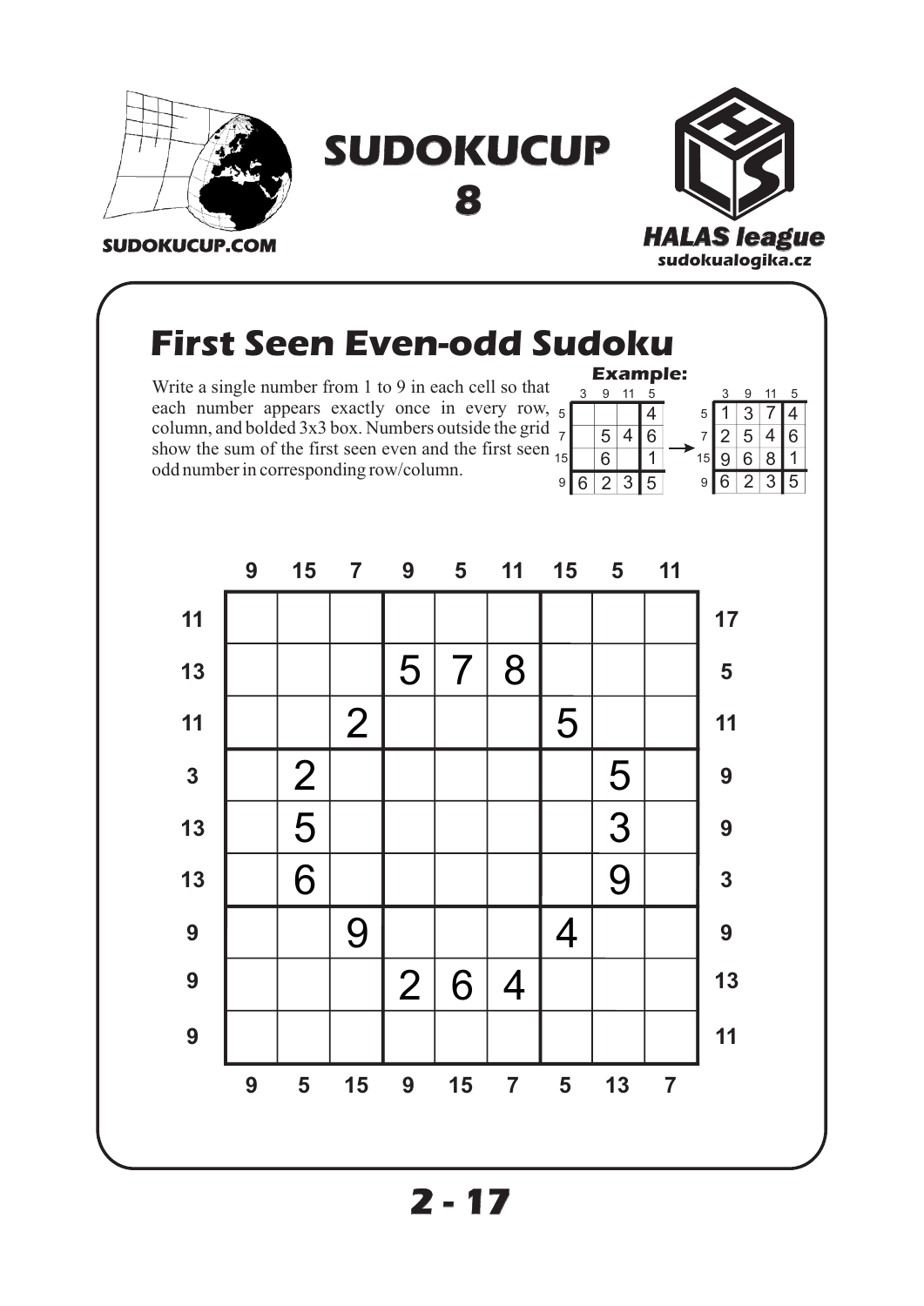SUDOKUCUP.COM

# SUDOKUCUP 8

HALAS league
sudokualogika.cz

## First Seen Even-odd Sudoku

Write a single number from 1 to 9 in each cell so that each number appears exactly once in every row, column, and bolded 3x3 box. Numbers outside the grid show the sum of the first seen even and the first seen odd number in corresponding row/column.

**Example:**

| | 3 | 9 | 11 | 5 |
|---|---|---|---|---|
| 5 | | | | 4 |
| 7 | | 5 | 4 | 6 |
| 15 | | 6 | | 1 |
| 9 | 6 | 2 | 3 | 5 |

→

| | 3 | 9 | 11 | 5 |
|---|---|---|---|---|
| 5 | 1 | 3 | 7 | 4 |
| 7 | 2 | 5 | 4 | 6 |
| 15 | 9 | 6 | 8 | 1 |
| 9 | 6 | 2 | 3 | 5 |

| | 9 | 15 | 7 | 9 | 5 | 11 | 15 | 5 | 11 | |
|---|---|---|---|---|---|---|---|---|---|---|
| 11 | | | | | | | | | | 17 |
| 13 | | | | 5 | 7 | 8 | | | | 5 |
| 11 | | | 2 | | | | 5 | | | 11 |
| 3 | | 2 | | | | | | 5 | | 9 |
| 13 | | 5 | | | | | | 3 | | 9 |
| 13 | | 6 | | | | | | 9 | | 3 |
| 9 | | | 9 | | | | 4 | | | 9 |
| 9 | | | | 2 | 6 | 4 | | | | 13 |
| 9 | | | | | | | | | | 11 |
| | 9 | 5 | 15 | 9 | 15 | 7 | 5 | 13 | 7 | |

2 - 17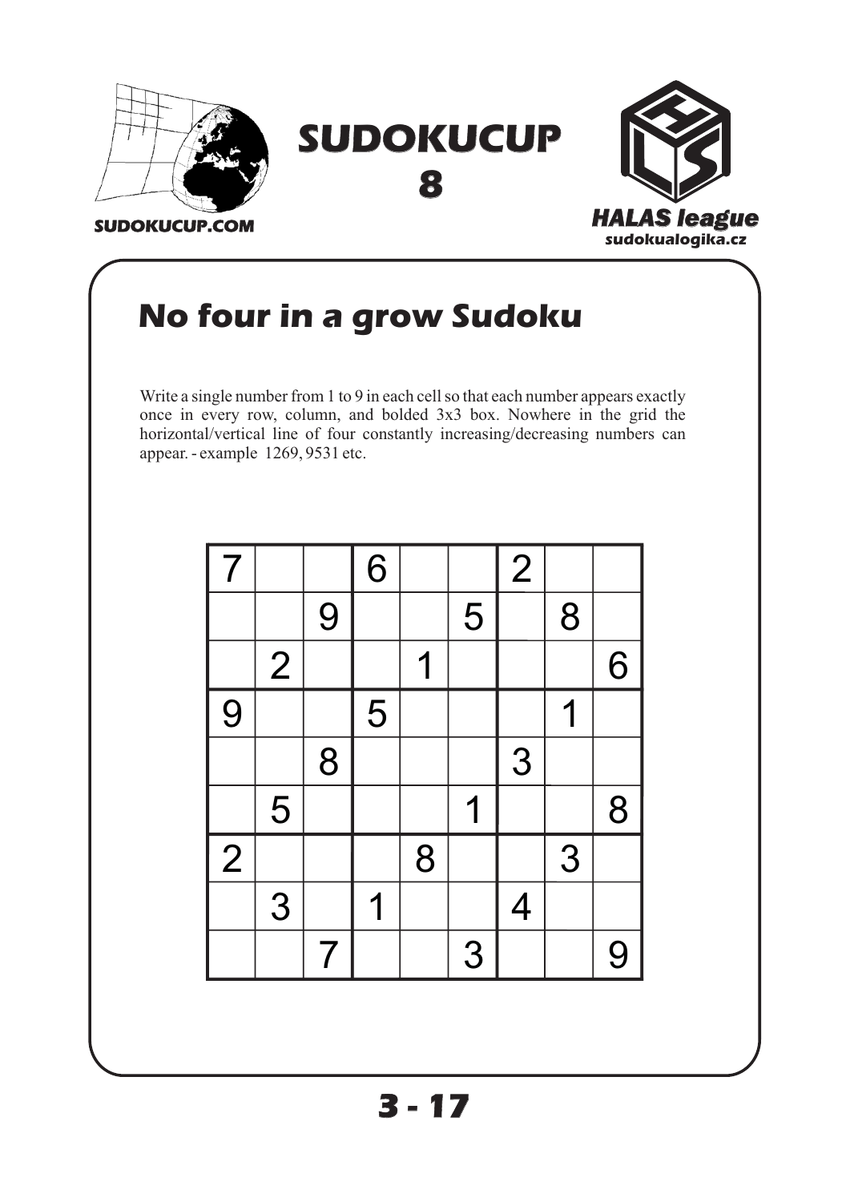SUDOKUCUP

8

SUDOKUCUP.COM

HALAS league

sudokualogika.cz

## No four in a grow Sudoku

Write a single number from 1 to 9 in each cell so that each number appears exactly once in every row, column, and bolded 3x3 box. Nowhere in the grid the horizontal/vertical line of four constantly increasing/decreasing numbers can appear. - example 1269, 9531 etc.

| | | | | | | | | |
|---|---|---|---|---|---|---|---|---|
| 7 | | | 6 | | | 2 | | |
| | | 9 | | | 5 | | 8 | |
| | 2 | | | 1 | | | | 6 |
| 9 | | | 5 | | | | 1 | |
| | | 8 | | | | 3 | | |
| | 5 | | | | 1 | | | 8 |
| 2 | | | | 8 | | | 3 | |
| | 3 | | 1 | | | 4 | | |
| | | 7 | | | 3 | | | 9 |

3 - 17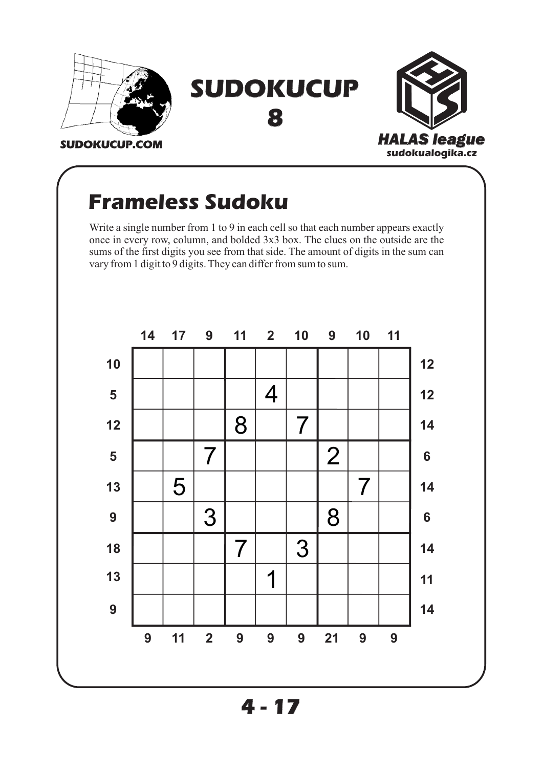SUDOKUCUP.COM

# SUDOKUCUP 8

HALAS league
sudokualogika.cz

## Frameless Sudoku

Write a single number from 1 to 9 in each cell so that each number appears exactly once in every row, column, and bolded 3x3 box. The clues on the outside are the sums of the first digits you see from that side. The amount of digits in the sum can vary from 1 digit to 9 digits. They can differ from sum to sum.

|  | 14 | 17 | 9 | 11 | 2 | 10 | 9 | 10 | 11 |  |
|---|---|---|---|---|---|---|---|---|---|---|
| 10 |  |  |  |  |  |  |  |  |  | 12 |
| 5 |  |  |  |  | 4 |  |  |  |  | 12 |
| 12 |  |  |  | 8 |  | 7 |  |  |  | 14 |
| 5 |  |  | 7 |  |  |  | 2 |  |  | 6 |
| 13 |  | 5 |  |  |  |  |  | 7 |  | 14 |
| 9 |  |  | 3 |  |  |  | 8 |  |  | 6 |
| 18 |  |  |  | 7 |  | 3 |  |  |  | 14 |
| 13 |  |  |  |  | 1 |  |  |  |  | 11 |
| 9 |  |  |  |  |  |  |  |  |  | 14 |
|  | 9 | 11 | 2 | 9 | 9 | 9 | 21 | 9 | 9 |  |

4 - 17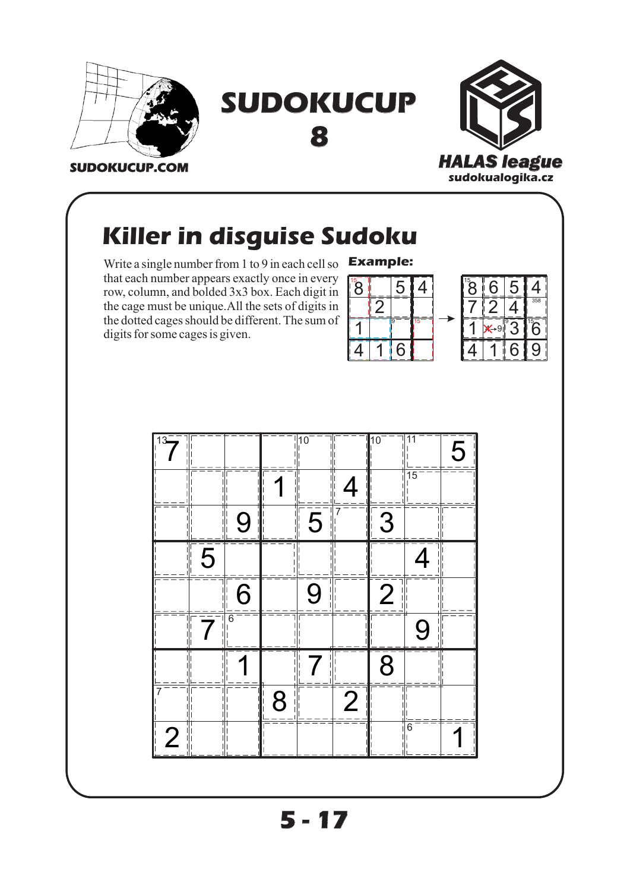# SUDOKUCUP 8

SUDOKUCUP.COM

HALAS league

sudokualogika.cz

## Killer in disguise Sudoku

Write a single number from 1 to 9 in each cell so that each number appears exactly once in every row, column, and bolded 3x3 box. Each digit in the cage must be unique. All the sets of digits in the dotted cages should be different. The sum of digits for some cages is given.

**Example:**

| 8 |   | 5 | 4 |
|---|---|---|---|
|   | 2 |   |   |
| 1 |   |   |   |
| 4 | 1 | 6 |   |

→

| 8 | 6 | 5 | 4 |
|---|---|---|---|
| 7 | 2 | 4 |   |
| 1 |   | 3 | 6 |
| 4 | 1 | 6 | 9 |

|   |   |   |   |   |   |   |   |   |
|---|---|---|---|---|---|---|---|---|
| 7 |   |   |   |   |   |   |   | 5 |
|   |   |   | 1 |   | 4 |   |   |   |
|   |   | 9 |   | 5 |   | 3 |   |   |
|   | 5 |   |   |   |   |   | 4 |   |
|   |   | 6 |   | 9 |   | 2 |   |   |
|   | 7 |   |   |   |   |   | 9 |   |
|   |   | 1 |   | 7 |   | 8 |   |   |
|   |   |   | 8 |   | 2 |   |   |   |
| 2 |   |   |   |   |   |   |   | 1 |

Cage sums: 13, 10, 10, 11, 15, 7, 6, 7, 6

5 - 17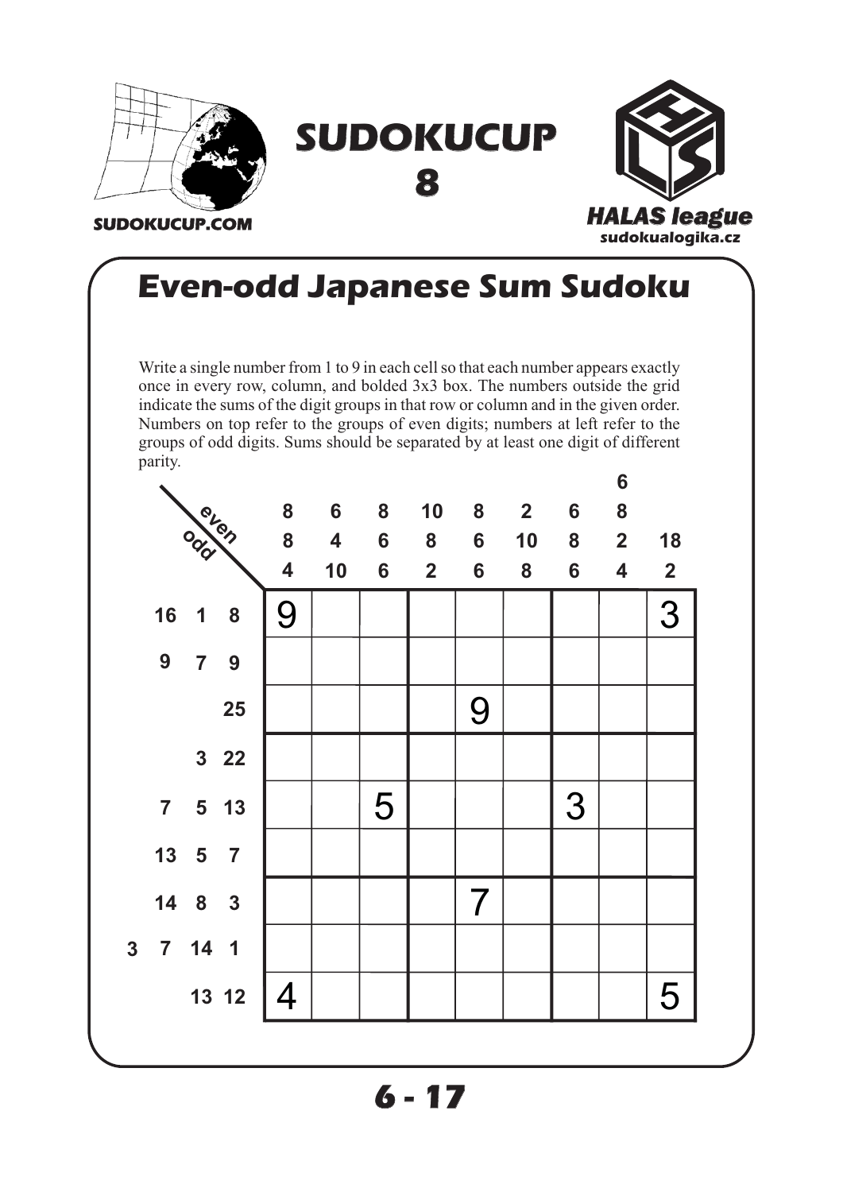SUDOKUCUP 8

SUDOKUCUP.COM

HALAS league

sudokualogika.cz

# Even-odd Japanese Sum Sudoku

Write a single number from 1 to 9 in each cell so that each number appears exactly once in every row, column, and bolded 3x3 box. The numbers outside the grid indicate the sums of the digit groups in that row or column and in the given order. Numbers on top refer to the groups of even digits; numbers at left refer to the groups of odd digits. Sums should be separated by at least one digit of different parity.

Column clues (even, top to bottom):

| C1 | C2 | C3 | C4 | C5 | C6 | C7 | C8 | C9 |
|---|---|---|---|---|---|---|---|---|
| 8 8 4 | 6 4 10 | 8 6 6 | 10 8 2 | 8 6 6 | 2 10 8 | 6 8 6 | 6 8 2 4 | 18 2 |

Row clues (odd, left to right) and grid:

| odd | C1 | C2 | C3 | C4 | C5 | C6 | C7 | C8 | C9 |
|---|---|---|---|---|---|---|---|---|---|
| 16 1 8 | 9 | | | | | | | | 3 |
| 9 7 9 | | | | | | | | | |
| 25 | | | | | 9 | | | | |
| 3 22 | | | | | | | | | |
| 7 5 13 | | | 5 | | | | 3 | | |
| 13 5 7 | | | | | | | | | |
| 14 8 3 | | | | | 7 | | | | |
| 3 7 14 1 | | | | | | | | | |
| 13 12 | 4 | | | | | | | | 5 |

6 - 17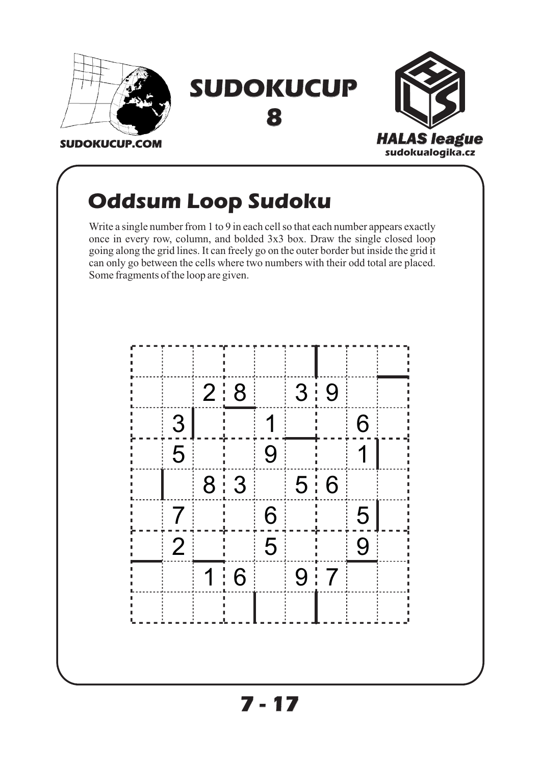## Oddsum Loop Sudoku

Write a single number from 1 to 9 in each cell so that each number appears exactly once in every row, column, and bolded 3x3 box. Draw the single closed loop going along the grid lines. It can freely go on the outer border but inside the grid it can only go between the cells where two numbers with their odd total are placed. Some fragments of the loop are given.

|   |   |   |   |   |   |   |   |   |
|---|---|---|---|---|---|---|---|---|
|   |   |   |   |   |   |   |   |   |
|   |   | 2 | 8 |   | 3 | 9 |   |   |
|   | 3 |   |   | 1 |   |   | 6 |   |
|   | 5 |   |   | 9 |   |   | 1 |   |
|   |   | 8 | 3 |   | 5 | 6 |   |   |
|   | 7 |   |   | 6 |   |   | 5 |   |
|   | 2 |   |   | 5 |   |   | 9 |   |
|   |   | 1 | 6 |   | 9 | 7 |   |   |
|   |   |   |   |   |   |   |   |   |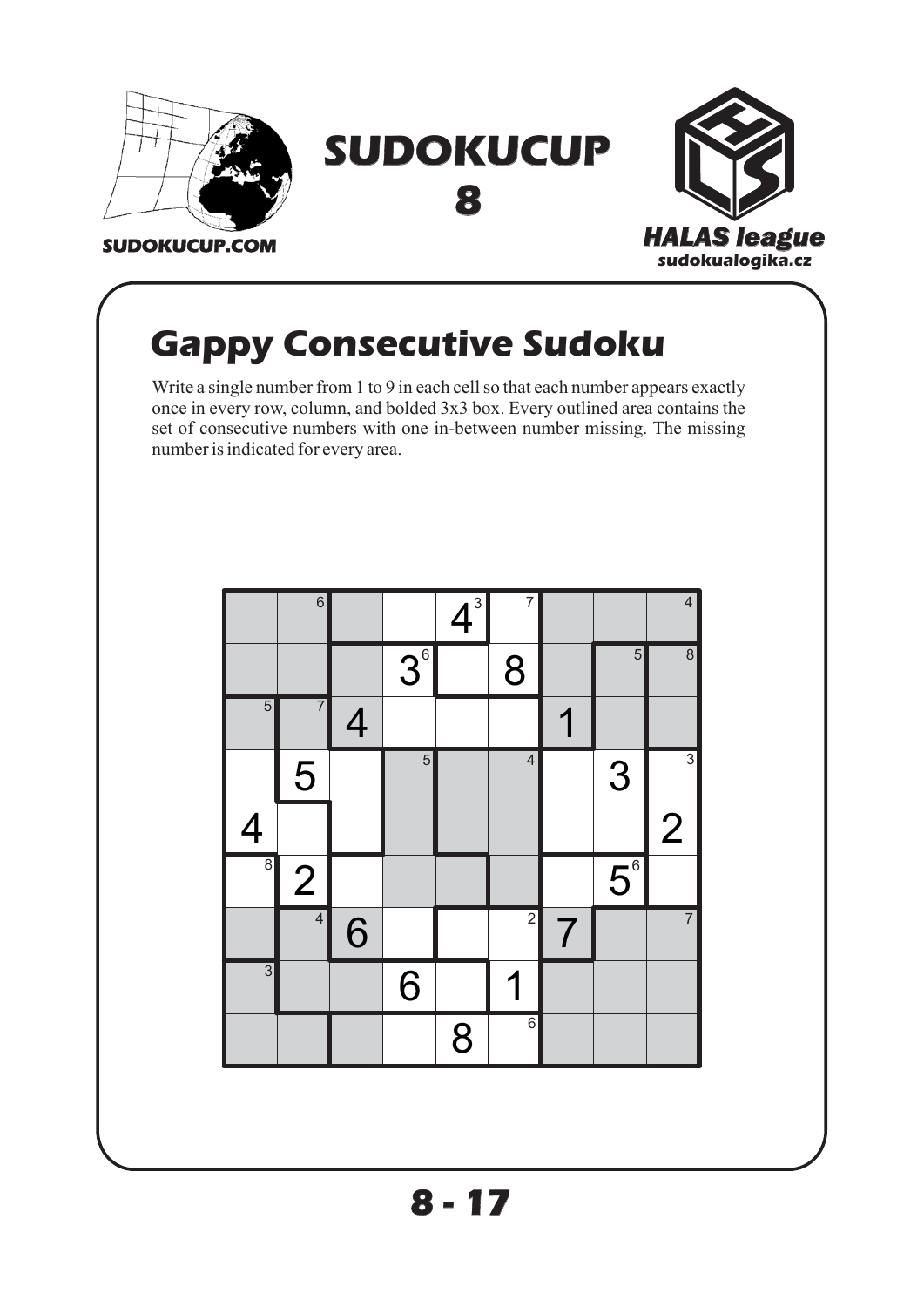SUDOKUCUP 8

SUDOKUCUP.COM

HALAS league
sudokualogika.cz

# Gappy Consecutive Sudoku

Write a single number from 1 to 9 in each cell so that each number appears exactly once in every row, column, and bolded 3x3 box. Every outlined area contains the set of consecutive numbers with one in-between number missing. The missing number is indicated for every area.

| | | | | | | | | |
|---|---|---|---|---|---|---|---|---|
| | | | | 4 | | | | |
| | | | 3 | | 8 | | | |
| | | 4 | | | | 1 | | |
| | 5 | | | | | | 3 | |
| 4 | | | | | | | | 2 |
| | 2 | | | | | | 5 | |
| | | 6 | | | | 7 | | |
| | | | 6 | | 1 | | | |
| | | | | 8 | | | | |

8 - 17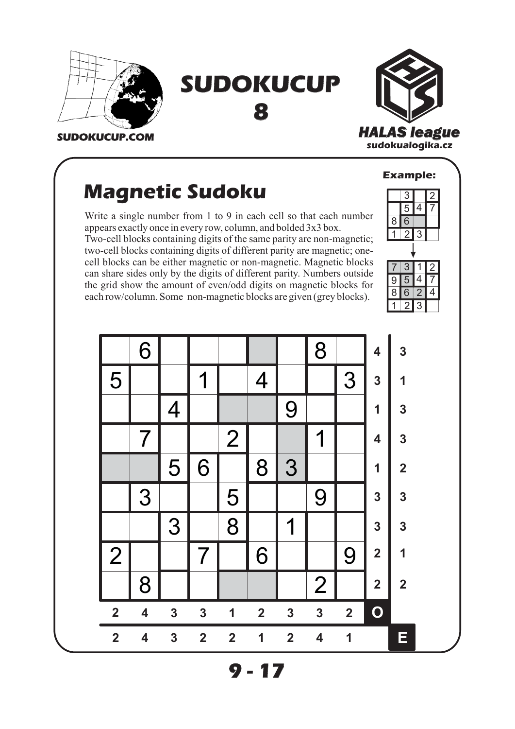SUDOKUCUP.COM

# SUDOKUCUP 8

HALAS league
sudokualogika.cz

## Magnetic Sudoku

Write a single number from 1 to 9 in each cell so that each number appears exactly once in every row, column, and bolded 3x3 box.
Two-cell blocks containing digits of the same parity are non-magnetic; two-cell blocks containing digits of different parity are magnetic; one-cell blocks can be either magnetic or non-magnetic. Magnetic blocks can share sides only by the digits of different parity. Numbers outside the grid show the amount of even/odd digits on magnetic blocks for each row/column. Some non-magnetic blocks are given (grey blocks).

**Example:**

| | | | |
|---|---|---|---|
| | 3 | | 2 |
| | 5 | 4 | 7 |
| 8 | 6 | | |
| 1 | 2 | 3 | |

↓

| | | | |
|---|---|---|---|
| 7 | 3 | 1 | 2 |
| 9 | 5 | 4 | 7 |
| 8 | 6 | 2 | 4 |
| 1 | 2 | 3 | |

| | | | | | | | | | O | E |
|---|---|---|---|---|---|---|---|---|---|---|
| | 6 | | | | | | 8 | | 4 | 3 |
| 5 | | | 1 | | 4 | | | 3 | 3 | 1 |
| | | 4 | | | | 9 | | | 1 | 3 |
| | 7 | | | 2 | | | 1 | | 4 | 3 |
| | | 5 | 6 | | 8 | 3 | | | 1 | 2 |
| | 3 | | | 5 | | | 9 | | 3 | 3 |
| | | 3 | | 8 | | 1 | | | 3 | 3 |
| 2 | | | 7 | | 6 | | | 9 | 2 | 1 |
| | 8 | | | | | | 2 | | 2 | 2 |
| 2 | 4 | 3 | 3 | 1 | 2 | 3 | 3 | 2 | O | |
| 2 | 4 | 3 | 2 | 2 | 1 | 2 | 4 | 1 | | E |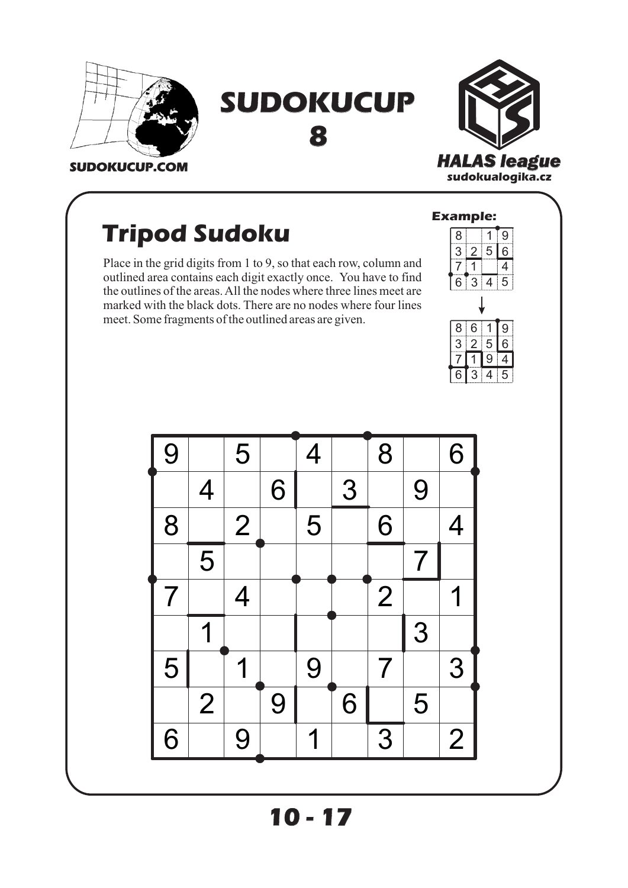SUDOKUCUP.COM

# SUDOKUCUP 8

HALAS league
sudokualogika.cz

## Tripod Sudoku

Place in the grid digits from 1 to 9, so that each row, column and outlined area contains each digit exactly once. You have to find the outlines of the areas. All the nodes where three lines meet are marked with the black dots. There are no nodes where four lines meet. Some fragments of the outlined areas are given.

**Example:**

| 8 | | 1 | 9 |
|---|---|---|---|
| 3 | 2 | 5 | 6 |
| 7 | 1 | | 4 |
| 6 | 3 | 4 | 5 |

↓

| 8 | 6 | 1 | 9 |
|---|---|---|---|
| 3 | 2 | 5 | 6 |
| 7 | 1 | 9 | 4 |
| 6 | 3 | 4 | 5 |

| 9 | | 5 | | 4 | | 8 | | 6 |
|---|---|---|---|---|---|---|---|---|
| | 4 | | 6 | | 3 | | 9 | |
| 8 | | 2 | | 5 | | 6 | | 4 |
| | 5 | | | | | | 7 | |
| 7 | | 4 | | | | 2 | | 1 |
| | 1 | | | | | | 3 | |
| 5 | | 1 | | 9 | | 7 | | 3 |
| | 2 | | 9 | | 6 | | 5 | |
| 6 | | 9 | | 1 | | 3 | | 2 |

10 - 17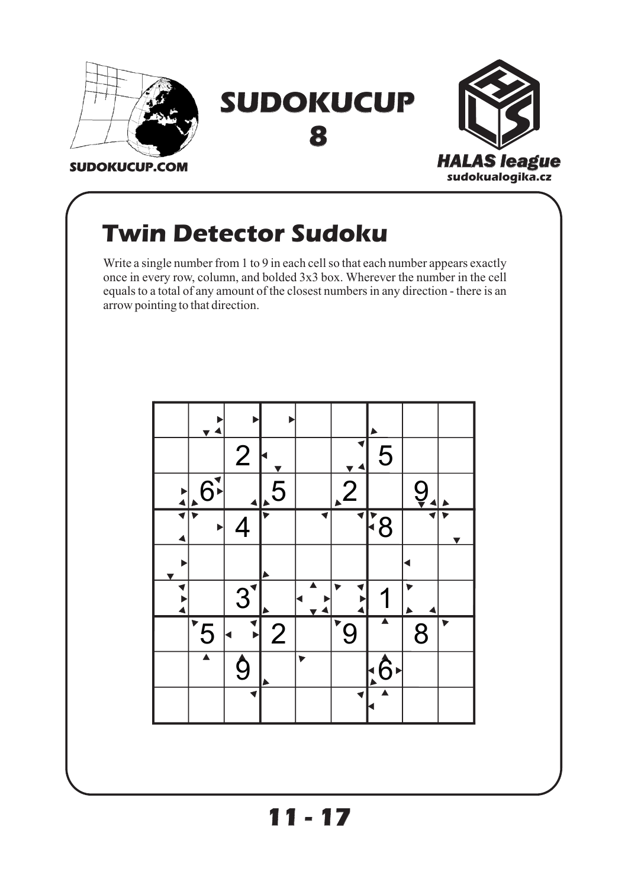# Twin Detector Sudoku

Write a single number from 1 to 9 in each cell so that each number appears exactly once in every row, column, and bolded 3x3 box. Wherever the number in the cell equals to a total of any amount of the closest numbers in any direction - there is an arrow pointing to that direction.

|   |   |   |   |   |   |   |   |   |
|---|---|---|---|---|---|---|---|---|
|   |   |   |   |   |   |   |   |   |
|   |   | 2 |   |   |   | 5 |   |   |
|   | 6 |   | 5 |   | 2 |   | 9 |   |
|   |   | 4 |   |   |   | 8 |   |   |
|   |   |   |   |   |   |   |   |   |
|   |   | 3 |   |   |   | 1 |   |   |
|   | 5 |   | 2 |   | 9 |   | 8 |   |
|   |   | 9 |   |   |   | 6 |   |   |
|   |   |   |   |   |   |   |   |   |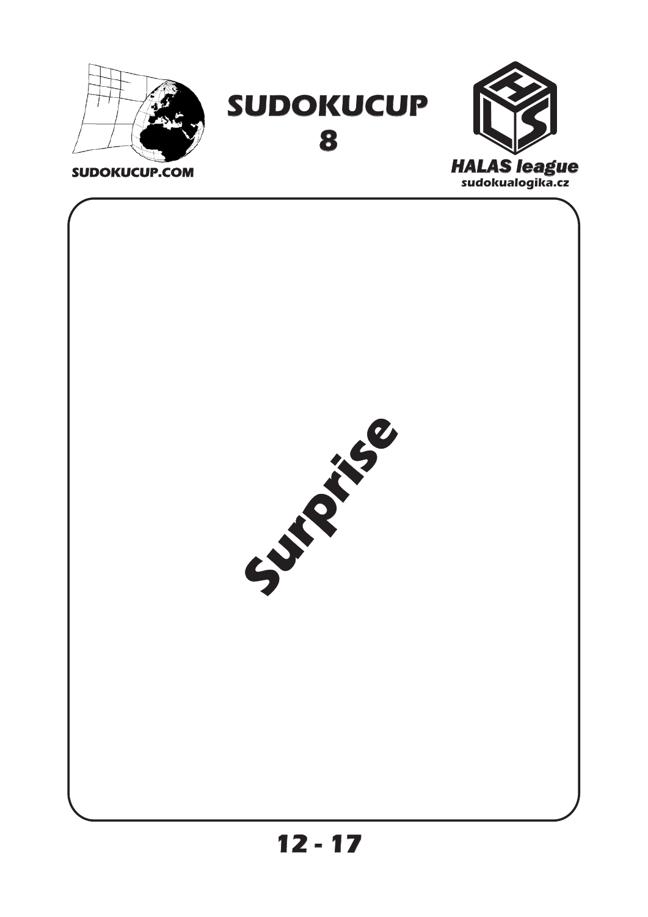SUDOKUCUP.COM

# SUDOKUCUP 8

HALAS league
sudokualogika.cz

Surprise

**12 - 17**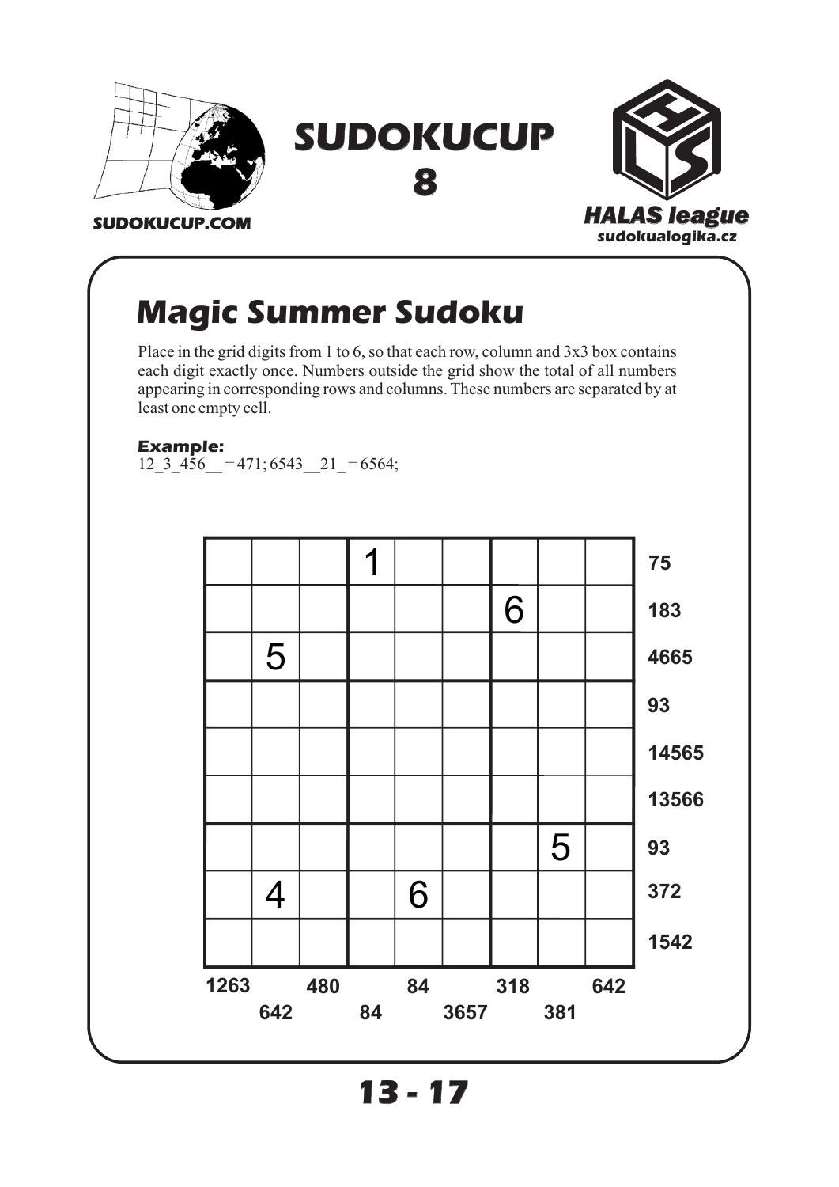# Magic Summer Sudoku

Place in the grid digits from 1 to 6, so that each row, column and 3x3 box contains each digit exactly once. Numbers outside the grid show the total of all numbers appearing in corresponding rows and columns. These numbers are separated by at least one empty cell.

**Example:**
12_3_456__ = 471; 6543__21_ = 6564;

| | | | | | | | | | |
|---|---|---|---|---|---|---|---|---|---|
| | | | 1 | | | | | | 75 |
| | | | | | | 6 | | | 183 |
| | 5 | | | | | | | | 4665 |
| | | | | | | | | | 93 |
| | | | | | | | | | 14565 |
| | | | | | | | | | 13566 |
| | | | | | | | 5 | | 93 |
| | 4 | | | 6 | | | | | 372 |
| | | | | | | | | | 1542 |
| 1263 | 642 | 480 | 84 | 84 | 3657 | 318 | 381 | 642 | |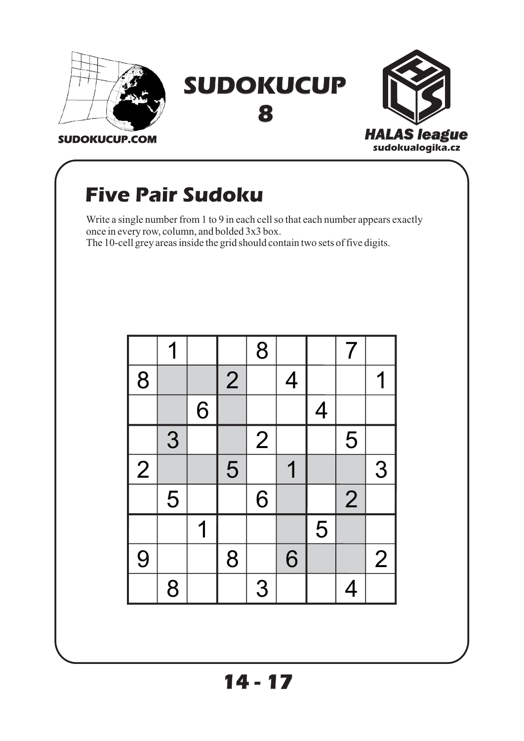SUDOKUCUP.COM

# SUDOKUCUP 8

HALAS league
sudokualogika.cz

## Five Pair Sudoku

Write a single number from 1 to 9 in each cell so that each number appears exactly once in every row, column, and bolded 3x3 box.
The 10-cell grey areas inside the grid should contain two sets of five digits.

|   |   |   |   |   |   |   |   |   |
|---|---|---|---|---|---|---|---|---|
|   | 1 |   |   | 8 |   |   | 7 |   |
| 8 |   |   | 2 |   | 4 |   |   | 1 |
|   |   | 6 |   |   |   | 4 |   |   |
|   | 3 |   |   | 2 |   |   | 5 |   |
| 2 |   |   | 5 |   | 1 |   |   | 3 |
|   | 5 |   |   | 6 |   |   | 2 |   |
|   |   | 1 |   |   |   | 5 |   |   |
| 9 |   |   | 8 |   | 6 |   |   | 2 |
|   | 8 |   |   | 3 |   |   | 4 |   |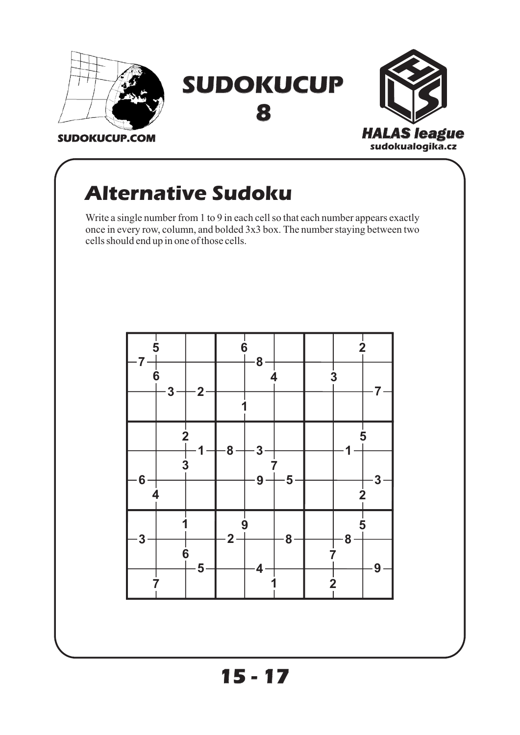# SUDOKUCUP 8

SUDOKUCUP.COM

HALAS league
sudokualogika.cz

## Alternative Sudoku

Write a single number from 1 to 9 in each cell so that each number appears exactly once in every row, column, and bolded 3x3 box. The number staying between two cells should end up in one of those cells.

15 - 17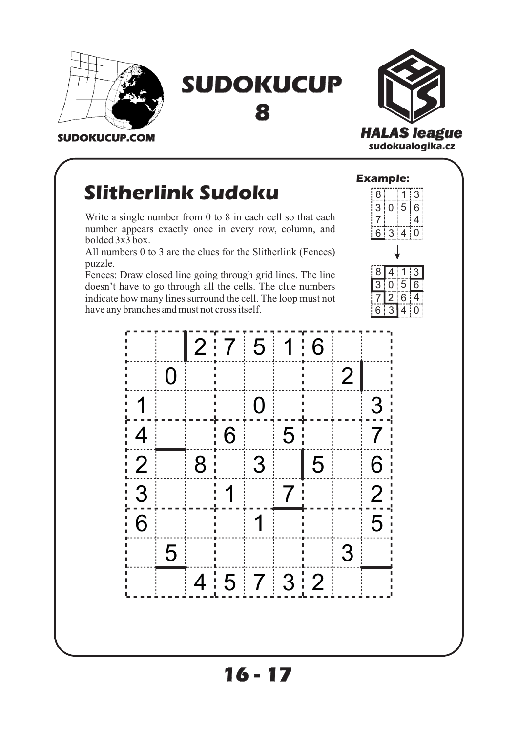SUDOKUCUP.COM

# SUDOKUCUP 8

HALAS league
sudokualogika.cz

## Slitherlink Sudoku

Write a single number from 0 to 8 in each cell so that each number appears exactly once in every row, column, and bolded 3x3 box.

All numbers 0 to 3 are the clues for the Slitherlink (Fences) puzzle.

Fences: Draw closed line going through grid lines. The line doesn't have to go through all the cells. The clue numbers indicate how many lines surround the cell. The loop must not have any branches and must not cross itself.

**Example:**

| | | | |
|---|---|---|---|
| 8 | | 1 | 3 |
| 3 | 0 | 5 | 6 |
| 7 | | | 4 |
| 6 | 3 | 4 | 0 |

↓

| | | | |
|---|---|---|---|
| 8 | 4 | 1 | 3 |
| 3 | 0 | 5 | 6 |
| 7 | 2 | 6 | 4 |
| 6 | 3 | 4 | 0 |

| | | | | | | | | |
|---|---|---|---|---|---|---|---|---|
| | | 2 | 7 | 5 | 1 | 6 | | |
| | 0 | | | | | | 2 | |
| 1 | | | | 0 | | | | 3 |
| 4 | | | 6 | | 5 | | | 7 |
| 2 | | 8 | | 3 | | 5 | | 6 |
| 3 | | | 1 | | 7 | | | 2 |
| 6 | | | | 1 | | | | 5 |
| | 5 | | | | | | 3 | |
| | | 4 | 5 | 7 | 3 | 2 | | |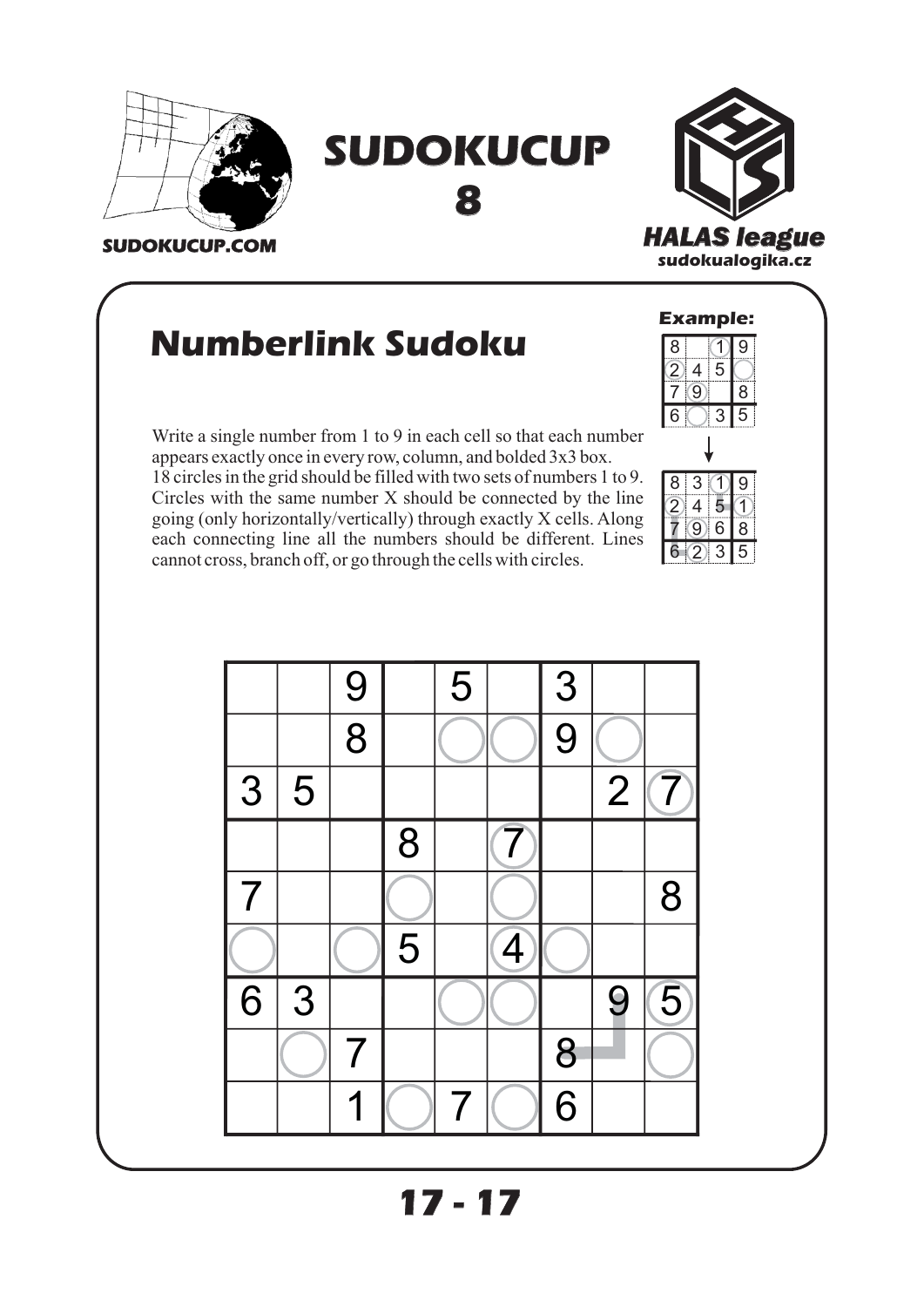# SUDOKUCUP 8

SUDOKUCUP.COM

HALAS league
sudokualogika.cz

## Numberlink Sudoku

Write a single number from 1 to 9 in each cell so that each number appears exactly once in every row, column, and bolded 3x3 box.
18 circles in the grid should be filled with two sets of numbers 1 to 9. Circles with the same number X should be connected by the line going (only horizontally/vertically) through exactly X cells. Along each connecting line all the numbers should be different. Lines cannot cross, branch off, or go through the cells with circles.

**Example:**

| | | | |
|---|---|---|---|
| 8 | | (1) | 9 |
| (2) | 4 | 5 | ( ) |
| 7 | (9) | | 8 |
| 6 | ( ) | 3 | 5 |

↓

| | | | |
|---|---|---|---|
| 8 | 3 | (1) | 9 |
| (2) | 4 | 5 | (1) |
| 7 | (9) | 6 | 8 |
| 6 | (2) | 3 | 5 |

| | | | | | | | | |
|---|---|---|---|---|---|---|---|---|
| | | 9 | | 5 | | 3 | | |
| | | 8 | | ( ) | ( ) | 9 | ( ) | |
| 3 | 5 | | | | | | 2 | (7) |
| | | | 8 | | (7) | | | |
| 7 | | | ( ) | | ( ) | | | 8 |
| ( ) | | ( ) | 5 | | (4) | ( ) | | |
| 6 | 3 | | | ( ) | ( ) | | 9 | (5) |
| | ( ) | 7 | | | | 8 | | ( ) |
| | | 1 | ( ) | 7 | ( ) | 6 | | |

17 - 17